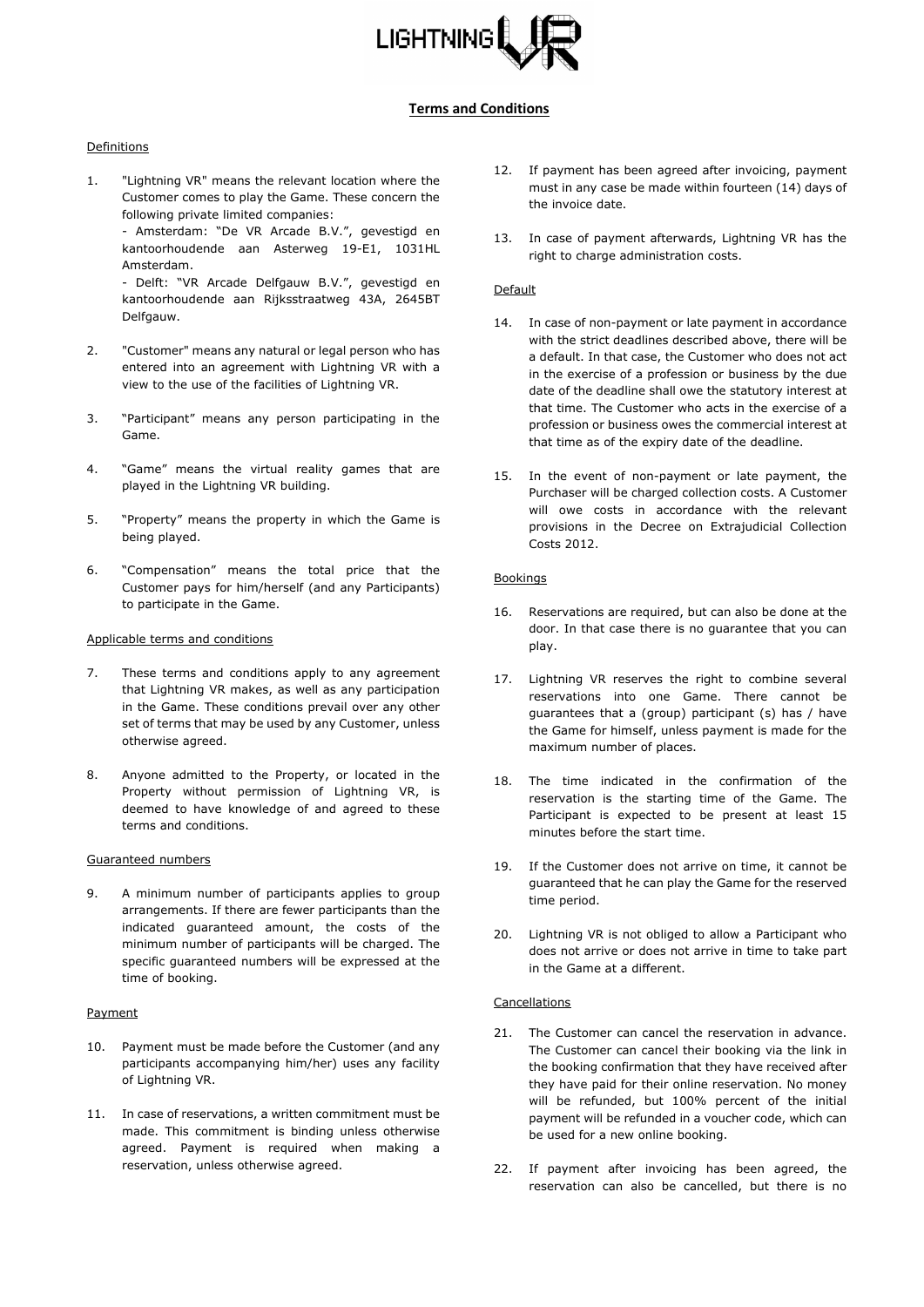# Terms and Conditions

## Definitions

1. "Lightning VR" means the relevant location where the Customer comes to play the Game. These concern the following private limited companies:
   - Amsterdam: "De VR Arcade B.V.", gevestigd en kantoorhoudende aan Asterweg 19-E1, 1031HL Amsterdam.
   - Delft: "VR Arcade Delfgauw B.V.", gevestigd en kantoorhoudende aan Rijksstraatweg 43A, 2645BT Delfgauw.

2. "Customer" means any natural or legal person who has entered into an agreement with Lightning VR with a view to the use of the facilities of Lightning VR.

3. "Participant" means any person participating in the Game.

4. "Game" means the virtual reality games that are played in the Lightning VR building.

5. "Property" means the property in which the Game is being played.

6. "Compensation" means the total price that the Customer pays for him/herself (and any Participants) to participate in the Game.

## Applicable terms and conditions

7. These terms and conditions apply to any agreement that Lightning VR makes, as well as any participation in the Game. These conditions prevail over any other set of terms that may be used by any Customer, unless otherwise agreed.

8. Anyone admitted to the Property, or located in the Property without permission of Lightning VR, is deemed to have knowledge of and agreed to these terms and conditions.

## Guaranteed numbers

9. A minimum number of participants applies to group arrangements. If there are fewer participants than the indicated guaranteed amount, the costs of the minimum number of participants will be charged. The specific guaranteed numbers will be expressed at the time of booking.

## Payment

10. Payment must be made before the Customer (and any participants accompanying him/her) uses any facility of Lightning VR.

11. In case of reservations, a written commitment must be made. This commitment is binding unless otherwise agreed. Payment is required when making a reservation, unless otherwise agreed.

12. If payment has been agreed after invoicing, payment must in any case be made within fourteen (14) days of the invoice date.

13. In case of payment afterwards, Lightning VR has the right to charge administration costs.

## Default

14. In case of non-payment or late payment in accordance with the strict deadlines described above, there will be a default. In that case, the Customer who does not act in the exercise of a profession or business by the due date of the deadline shall owe the statutory interest at that time. The Customer who acts in the exercise of a profession or business owes the commercial interest at that time as of the expiry date of the deadline.

15. In the event of non-payment or late payment, the Purchaser will be charged collection costs. A Customer will owe costs in accordance with the relevant provisions in the Decree on Extrajudicial Collection Costs 2012.

## Bookings

16. Reservations are required, but can also be done at the door. In that case there is no guarantee that you can play.

17. Lightning VR reserves the right to combine several reservations into one Game. There cannot be guarantees that a (group) participant (s) has / have the Game for himself, unless payment is made for the maximum number of places.

18. The time indicated in the confirmation of the reservation is the starting time of the Game. The Participant is expected to be present at least 15 minutes before the start time.

19. If the Customer does not arrive on time, it cannot be guaranteed that he can play the Game for the reserved time period.

20. Lightning VR is not obliged to allow a Participant who does not arrive or does not arrive in time to take part in the Game at a different.

## Cancellations

21. The Customer can cancel the reservation in advance. The Customer can cancel their booking via the link in the booking confirmation that they have received after they have paid for their online reservation. No money will be refunded, but 100% percent of the initial payment will be refunded in a voucher code, which can be used for a new online booking.

22. If payment after invoicing has been agreed, the reservation can also be cancelled, but there is no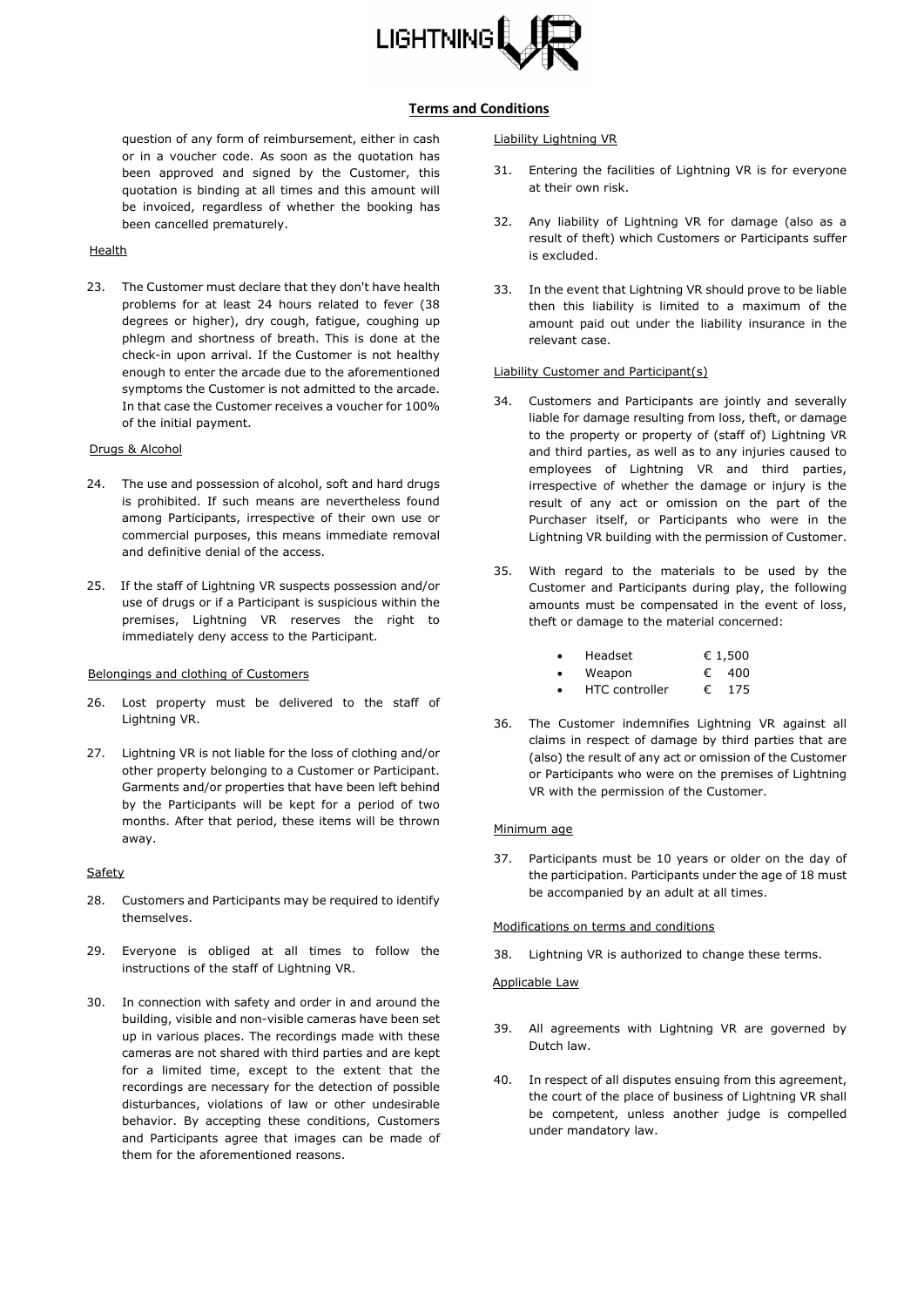## Terms and Conditions

question of any form of reimbursement, either in cash or in a voucher code. As soon as the quotation has been approved and signed by the Customer, this quotation is binding at all times and this amount will be invoiced, regardless of whether the booking has been cancelled prematurely.

Health

23. The Customer must declare that they don't have health problems for at least 24 hours related to fever (38 degrees or higher), dry cough, fatigue, coughing up phlegm and shortness of breath. This is done at the check-in upon arrival. If the Customer is not healthy enough to enter the arcade due to the aforementioned symptoms the Customer is not admitted to the arcade. In that case the Customer receives a voucher for 100% of the initial payment.

Drugs & Alcohol

24. The use and possession of alcohol, soft and hard drugs is prohibited. If such means are nevertheless found among Participants, irrespective of their own use or commercial purposes, this means immediate removal and definitive denial of the access.

25. If the staff of Lightning VR suspects possession and/or use of drugs or if a Participant is suspicious within the premises, Lightning VR reserves the right to immediately deny access to the Participant.

Belongings and clothing of Customers

26. Lost property must be delivered to the staff of Lightning VR.

27. Lightning VR is not liable for the loss of clothing and/or other property belonging to a Customer or Participant. Garments and/or properties that have been left behind by the Participants will be kept for a period of two months. After that period, these items will be thrown away.

Safety

28. Customers and Participants may be required to identify themselves.

29. Everyone is obliged at all times to follow the instructions of the staff of Lightning VR.

30. In connection with safety and order in and around the building, visible and non-visible cameras have been set up in various places. The recordings made with these cameras are not shared with third parties and are kept for a limited time, except to the extent that the recordings are necessary for the detection of possible disturbances, violations of law or other undesirable behavior. By accepting these conditions, Customers and Participants agree that images can be made of them for the aforementioned reasons.

Liability Lightning VR

31. Entering the facilities of Lightning VR is for everyone at their own risk.

32. Any liability of Lightning VR for damage (also as a result of theft) which Customers or Participants suffer is excluded.

33. In the event that Lightning VR should prove to be liable then this liability is limited to a maximum of the amount paid out under the liability insurance in the relevant case.

Liability Customer and Participant(s)

34. Customers and Participants are jointly and severally liable for damage resulting from loss, theft, or damage to the property or property of (staff of) Lightning VR and third parties, as well as to any injuries caused to employees of Lightning VR and third parties, irrespective of whether the damage or injury is the result of any act or omission on the part of the Purchaser itself, or Participants who were in the Lightning VR building with the permission of Customer.

35. With regard to the materials to be used by the Customer and Participants during play, the following amounts must be compensated in the event of loss, theft or damage to the material concerned:

    - Headset € 1,500
    - Weapon € 400
    - HTC controller € 175

36. The Customer indemnifies Lightning VR against all claims in respect of damage by third parties that are (also) the result of any act or omission of the Customer or Participants who were on the premises of Lightning VR with the permission of the Customer.

Minimum age

37. Participants must be 10 years or older on the day of the participation. Participants under the age of 18 must be accompanied by an adult at all times.

Modifications on terms and conditions

38. Lightning VR is authorized to change these terms.

Applicable Law

39. All agreements with Lightning VR are governed by Dutch law.

40. In respect of all disputes ensuing from this agreement, the court of the place of business of Lightning VR shall be competent, unless another judge is compelled under mandatory law.